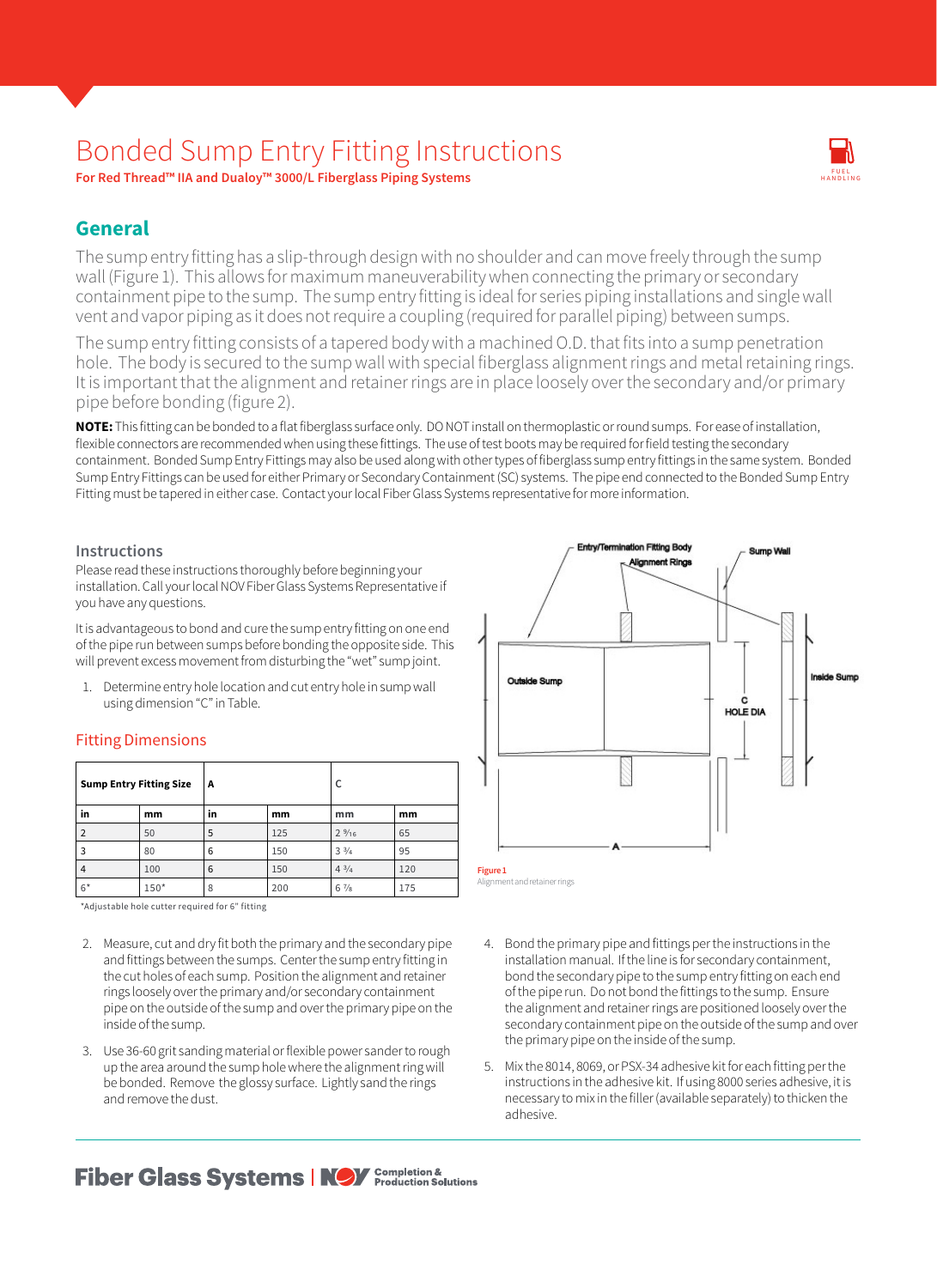# Bonded Sump Entry Fitting Instructions

**For Red Thread™ IIA and Dualoy™ 3000/L Fiberglass Piping Systems**

## General

The sump entry fitting has a slip-through design with no shoulder and can move freely through the sump wall (Figure 1). This allows for maximum maneuverability when connecting the primary or secondary containment pipe to the sump. The sump entry fitting is ideal for series piping installations and single wall vent and vapor piping as it does not require a coupling (required for parallel piping) between sumps.

The sump entry fitting consists of a tapered body with a machined O.D. that fits into a sump penetration hole. The body is secured to the sump wall with special fiberglass alignment rings and metal retaining rings. It is important that the alignment and retainer rings are in place loosely over the secondary and/or primary pipe before bonding (figure 2).

**NOTE:** This fitting can be bonded to a flat fiberglass surface only. DO NOT install on thermoplastic or round sumps. For ease of installation, flexible connectors are recommended when using these fittings. The use of test boots may be required for field testing the secondary containment. Bonded Sump Entry Fittings may also be used along with other types of fiberglass sump entry fittings in the same system. Bonded Sump Entry Fittings can be used for either Primary or Secondary Containment (SC) systems. The pipe end connected to the Bonded Sump Entry Fitting must be tapered in either case. Contact your local Fiber Glass Systems representative for more information.

### Instructions

Please read these instructions thoroughly before beginning your installation. Call your local NOV Fiber Glass Systems Representative if you have any questions.

It is advantageous to bond and cure the sump entry fitting on one end of the pipe run between sumps before bonding the opposite side. This will prevent excess movement from disturbing the "wet" sump joint.

1. Determine entry hole location and cut entry hole in sump wall using dimension "C" in Table.

### Fitting Dimensions

| Sump Entry Fitting Size | | A | | C | |
|---|---|---|---|---|---|
| in | mm | in | mm | mm | mm |
| 2 | 50 | 5 | 125 | 2 9/16 | 65 |
| 3 | 80 | 6 | 150 | 3 3/4 | 95 |
| 4 | 100 | 6 | 150 | 4 3/4 | 120 |
| 6* | 150* | 8 | 200 | 6 7/8 | 175 |

*Adjustable hole cutter required for 6" fitting

Entry/Termination Fitting Body — Alignment Rings — Sump Wall — Outside Sump — Inside Sump — C HOLE DIA — A

Figure 1
Alignment and retainer rings

2. Measure, cut and dry fit both the primary and the secondary pipe and fittings between the sumps. Center the sump entry fitting in the cut holes of each sump. Position the alignment and retainer rings loosely over the primary and/or secondary containment pipe on the outside of the sump and over the primary pipe on the inside of the sump.

3. Use 36-60 grit sanding material or flexible power sander to rough up the area around the sump hole where the alignment ring will be bonded. Remove the glossy surface. Lightly sand the rings and remove the dust.

4. Bond the primary pipe and fittings per the instructions in the installation manual. If the line is for secondary containment, bond the secondary pipe to the sump entry fitting on each end of the pipe run. Do not bond the fittings to the sump. Ensure the alignment and retainer rings are positioned loosely over the secondary containment pipe on the outside of the sump and over the primary pipe on the inside of the sump.

5. Mix the 8014, 8069, or PSX-34 adhesive kit for each fitting per the instructions in the adhesive kit. If using 8000 series adhesive, it is necessary to mix in the filler (available separately) to thicken the adhesive.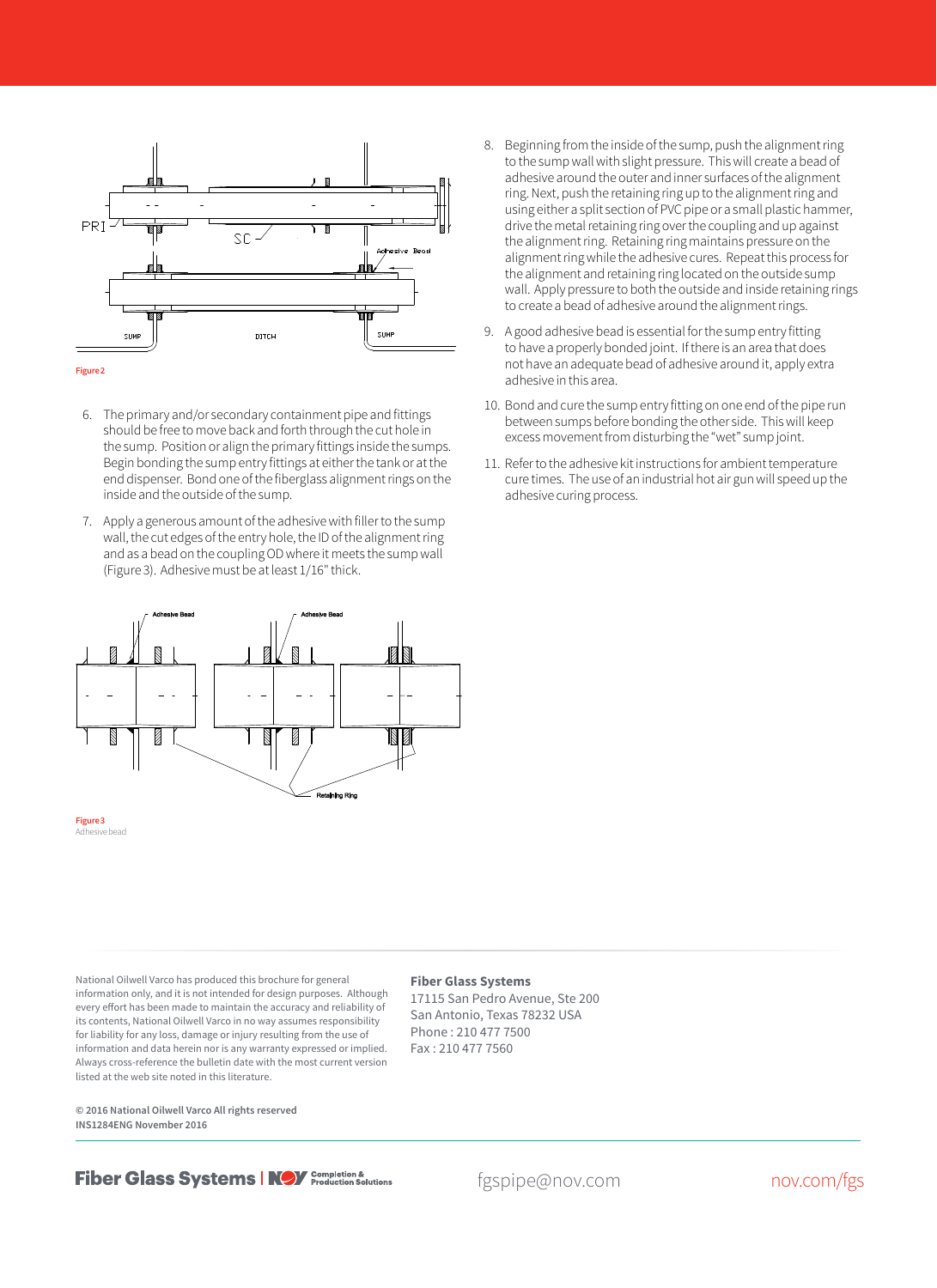PRI

SC

Adhesive Bead

SUMP

DITCH

SUMP

Figure 2

6. The primary and/or secondary containment pipe and fittings should be free to move back and forth through the cut hole in the sump. Position or align the primary fittings inside the sumps. Begin bonding the sump entry fittings at either the tank or at the end dispenser. Bond one of the fiberglass alignment rings on the inside and the outside of the sump.

7. Apply a generous amount of the adhesive with filler to the sump wall, the cut edges of the entry hole, the ID of the alignment ring and as a bead on the coupling OD where it meets the sump wall (Figure 3). Adhesive must be at least 1/16" thick.

Adhesive Bead

Adhesive Bead

Retaining Ring

Figure 3
Adhesive bead

8. Beginning from the inside of the sump, push the alignment ring to the sump wall with slight pressure. This will create a bead of adhesive around the outer and inner surfaces of the alignment ring. Next, push the retaining ring up to the alignment ring and using either a split section of PVC pipe or a small plastic hammer, drive the metal retaining ring over the coupling and up against the alignment ring. Retaining ring maintains pressure on the alignment ring while the adhesive cures. Repeat this process for the alignment and retaining ring located on the outside sump wall. Apply pressure to both the outside and inside retaining rings to create a bead of adhesive around the alignment rings.

9. A good adhesive bead is essential for the sump entry fitting to have a properly bonded joint. If there is an area that does not have an adequate bead of adhesive around it, apply extra adhesive in this area.

10. Bond and cure the sump entry fitting on one end of the pipe run between sumps before bonding the other side. This will keep excess movement from disturbing the "wet" sump joint.

11. Refer to the adhesive kit instructions for ambient temperature cure times. The use of an industrial hot air gun will speed up the adhesive curing process.

National Oilwell Varco has produced this brochure for general information only, and it is not intended for design purposes. Although every effort has been made to maintain the accuracy and reliability of its contents, National Oilwell Varco in no way assumes responsibility for liability for any loss, damage or injury resulting from the use of information and data herein nor is any warranty expressed or implied. Always cross-reference the bulletin date with the most current version listed at the web site noted in this literature.

**Fiber Glass Systems**
17115 San Pedro Avenue, Ste 200
San Antonio, Texas 78232 USA
Phone : 210 477 7500
Fax : 210 477 7560

**© 2016 National Oilwell Varco All rights reserved**
**INS1284ENG November 2016**

**Fiber Glass Systems** | NOV Completion & Production Solutions

fgspipe@nov.com

nov.com/fgs